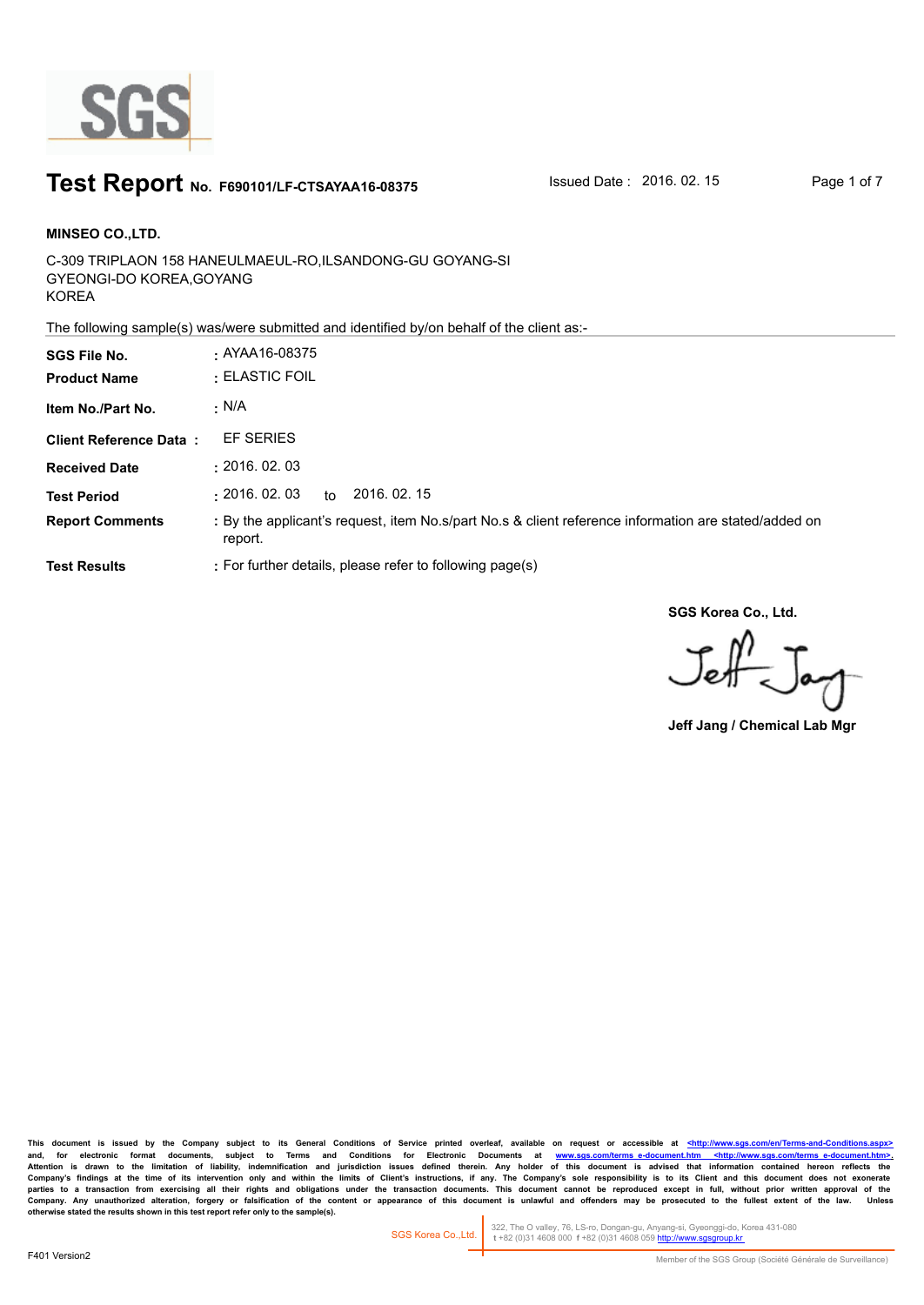# Test Report No. F690101/LF-CTSAYAA16-08375

Issued Date : 2016. 02. 15

**MINSEO CO.,LTD.**

C-309 TRIPLAON 158 HANEULMAEUL-RO,ILSANDONG-GU GOYANG-SI
GYEONGI-DO KOREA,GOYANG
KOREA

The following sample(s) was/were submitted and identified by/on behalf of the client as:-

| | |
|---|---|
| **SGS File No.** | : AYAA16-08375 |
| **Product Name** | : ELASTIC FOIL |
| **Item No./Part No.** | : N/A |
| **Client Reference Data** | : EF SERIES |
| **Received Date** | : 2016. 02. 03 |
| **Test Period** | : 2016. 02. 03 to 2016. 02. 15 |
| **Report Comments** | : By the applicant's request, item No.s/part No.s & client reference information are stated/added on report. |
| **Test Results** | : For further details, please refer to following page(s) |

**SGS Korea Co., Ltd.**

**Jeff Jang / Chemical Lab Mgr**

This document is issued by the Company subject to its General Conditions of Service printed overleaf, available on request or accessible at <http://www.sgs.com/en/Terms-and-Conditions.aspx> and, for electronic format documents, subject to Terms and Conditions for Electronic Documents at www.sgs.com/terms_e-document.htm <http://www.sgs.com/terms_e-document.htm>. Attention is drawn to the limitation of liability, indemnification and jurisdiction issues defined therein. Any holder of this document is advised that information contained hereon reflects the Company's findings at the time of its intervention only and within the limits of Client's instructions, if any. The Company's sole responsibility is to its Client and this document does not exonerate parties to a transaction from exercising all their rights and obligations under the transaction documents. This document cannot be reproduced except in full, without prior written approval of the Company. Any unauthorized alteration, forgery or falsification of the content or appearance of this document is unlawful and offenders may be prosecuted to the fullest extent of the law. Unless otherwise stated the results shown in this test report refer only to the sample(s).

SGS Korea Co.,Ltd. 322, The O valley, 76, LS-ro, Dongan-gu, Anyang-si, Gyeonggi-do, Korea 431-080 t +82 (0)31 4608 000 f +82 (0)31 4608 059 http://www.sgsgroup.kr

F401 Version2

Member of the SGS Group (Société Générale de Surveillance)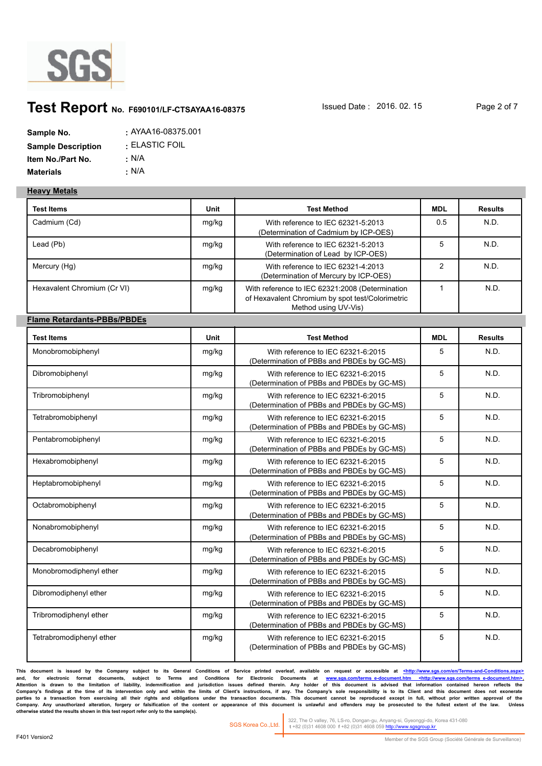# Test Report No. F690101/LF-CTSAYAA16-08375

Issued Date : 2016. 02. 15

**Sample No.** : AYAA16-08375.001
**Sample Description** : ELASTIC FOIL
**Item No./Part No.** : N/A
**Materials** : N/A

## Heavy Metals

| Test Items | Unit | Test Method | MDL | Results |
|---|---|---|---|---|
| Cadmium (Cd) | mg/kg | With reference to IEC 62321-5:2013 (Determination of Cadmium by ICP-OES) | 0.5 | N.D. |
| Lead (Pb) | mg/kg | With reference to IEC 62321-5:2013 (Determination of Lead by ICP-OES) | 5 | N.D. |
| Mercury (Hg) | mg/kg | With reference to IEC 62321-4:2013 (Determination of Mercury by ICP-OES) | 2 | N.D. |
| Hexavalent Chromium (Cr VI) | mg/kg | With reference to IEC 62321:2008 (Determination of Hexavalent Chromium by spot test/Colorimetric Method using UV-Vis) | 1 | N.D. |

## Flame Retardants-PBBs/PBDEs

| Test Items | Unit | Test Method | MDL | Results |
|---|---|---|---|---|
| Monobromobiphenyl | mg/kg | With reference to IEC 62321-6:2015 (Determination of PBBs and PBDEs by GC-MS) | 5 | N.D. |
| Dibromobiphenyl | mg/kg | With reference to IEC 62321-6:2015 (Determination of PBBs and PBDEs by GC-MS) | 5 | N.D. |
| Tribromobiphenyl | mg/kg | With reference to IEC 62321-6:2015 (Determination of PBBs and PBDEs by GC-MS) | 5 | N.D. |
| Tetrabromobiphenyl | mg/kg | With reference to IEC 62321-6:2015 (Determination of PBBs and PBDEs by GC-MS) | 5 | N.D. |
| Pentabromobiphenyl | mg/kg | With reference to IEC 62321-6:2015 (Determination of PBBs and PBDEs by GC-MS) | 5 | N.D. |
| Hexabromobiphenyl | mg/kg | With reference to IEC 62321-6:2015 (Determination of PBBs and PBDEs by GC-MS) | 5 | N.D. |
| Heptabromobiphenyl | mg/kg | With reference to IEC 62321-6:2015 (Determination of PBBs and PBDEs by GC-MS) | 5 | N.D. |
| Octabromobiphenyl | mg/kg | With reference to IEC 62321-6:2015 (Determination of PBBs and PBDEs by GC-MS) | 5 | N.D. |
| Nonabromobiphenyl | mg/kg | With reference to IEC 62321-6:2015 (Determination of PBBs and PBDEs by GC-MS) | 5 | N.D. |
| Decabromobiphenyl | mg/kg | With reference to IEC 62321-6:2015 (Determination of PBBs and PBDEs by GC-MS) | 5 | N.D. |
| Monobromodiphenyl ether | mg/kg | With reference to IEC 62321-6:2015 (Determination of PBBs and PBDEs by GC-MS) | 5 | N.D. |
| Dibromodiphenyl ether | mg/kg | With reference to IEC 62321-6:2015 (Determination of PBBs and PBDEs by GC-MS) | 5 | N.D. |
| Tribromodiphenyl ether | mg/kg | With reference to IEC 62321-6:2015 (Determination of PBBs and PBDEs by GC-MS) | 5 | N.D. |
| Tetrabromodiphenyl ether | mg/kg | With reference to IEC 62321-6:2015 (Determination of PBBs and PBDEs by GC-MS) | 5 | N.D. |

This document is issued by the Company subject to its General Conditions of Service printed overleaf, available on request or accessible at <http://www.sgs.com/en/Terms-and-Conditions.aspx> and, for electronic format documents, subject to Terms and Conditions for Electronic Documents at www.sgs.com/terms_e-document.htm <http://www.sgs.com/terms_e-document.htm>. Attention is drawn to the limitation of liability, indemnification and jurisdiction issues defined therein. Any holder of this document is advised that information contained hereon reflects the Company's findings at the time of its intervention only and within the limits of Client's instructions, if any. The Company's sole responsibility is to its Client and this document does not exonerate parties to a transaction from exercising all their rights and obligations under the transaction documents. This document cannot be reproduced except in full, without prior written approval of the Company. Any unauthorized alteration, forgery or falsification of the content or appearance of this document is unlawful and offenders may be prosecuted to the fullest extent of the law. Unless otherwise stated the results shown in this test report refer only to the sample(s).

SGS Korea Co.,Ltd. | 322, The O valley, 76, LS-ro, Dongan-gu, Anyang-si, Gyeonggi-do, Korea 431-080 t +82 (0)31 4608 000 f +82 (0)31 4608 059 http://www.sgsgroup.kr

F401 Version2

Member of the SGS Group (Société Générale de Surveillance)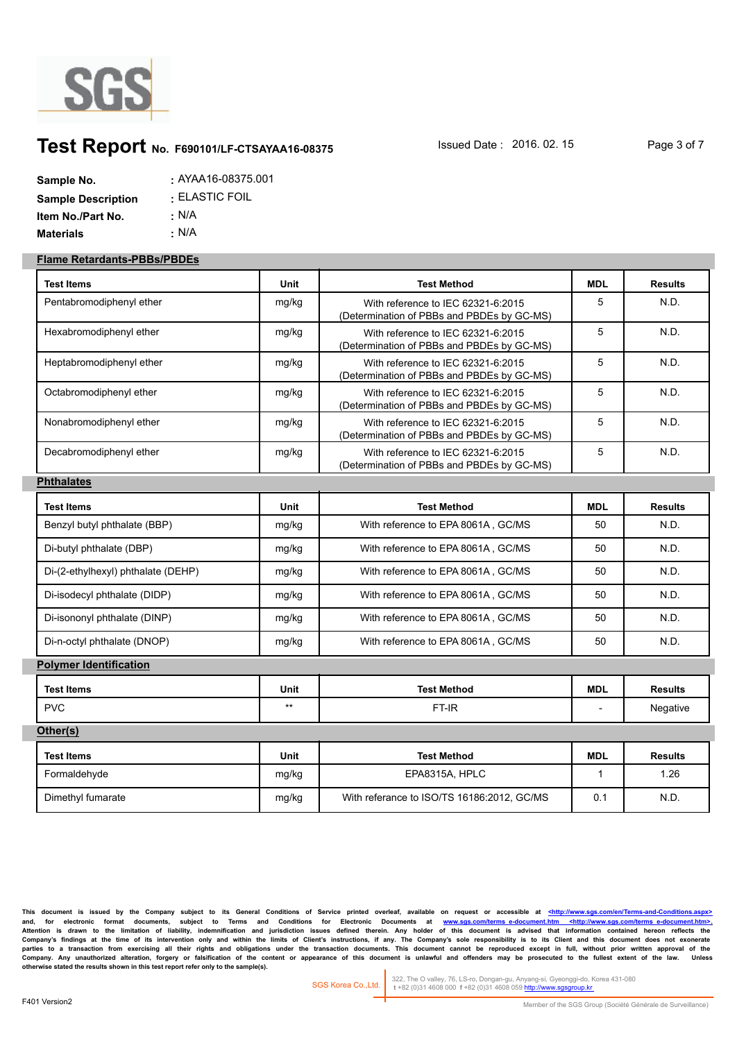SGS

# Test Report No. F690101/LF-CTSAYAA16-08375

Issued Date : 2016. 02. 15

**Sample No.** : AYAA16-08375.001
**Sample Description** : ELASTIC FOIL
**Item No./Part No.** : N/A
**Materials** : N/A

## Flame Retardants-PBBs/PBDEs

| Test Items | Unit | Test Method | MDL | Results |
|---|---|---|---|---|
| Pentabromodiphenyl ether | mg/kg | With reference to IEC 62321-6:2015 (Determination of PBBs and PBDEs by GC-MS) | 5 | N.D. |
| Hexabromodiphenyl ether | mg/kg | With reference to IEC 62321-6:2015 (Determination of PBBs and PBDEs by GC-MS) | 5 | N.D. |
| Heptabromodiphenyl ether | mg/kg | With reference to IEC 62321-6:2015 (Determination of PBBs and PBDEs by GC-MS) | 5 | N.D. |
| Octabromodiphenyl ether | mg/kg | With reference to IEC 62321-6:2015 (Determination of PBBs and PBDEs by GC-MS) | 5 | N.D. |
| Nonabromodiphenyl ether | mg/kg | With reference to IEC 62321-6:2015 (Determination of PBBs and PBDEs by GC-MS) | 5 | N.D. |
| Decabromodiphenyl ether | mg/kg | With reference to IEC 62321-6:2015 (Determination of PBBs and PBDEs by GC-MS) | 5 | N.D. |

## Phthalates

| Test Items | Unit | Test Method | MDL | Results |
|---|---|---|---|---|
| Benzyl butyl phthalate (BBP) | mg/kg | With reference to EPA 8061A , GC/MS | 50 | N.D. |
| Di-butyl phthalate (DBP) | mg/kg | With reference to EPA 8061A , GC/MS | 50 | N.D. |
| Di-(2-ethylhexyl) phthalate (DEHP) | mg/kg | With reference to EPA 8061A , GC/MS | 50 | N.D. |
| Di-isodecyl phthalate (DIDP) | mg/kg | With reference to EPA 8061A , GC/MS | 50 | N.D. |
| Di-isononyl phthalate (DINP) | mg/kg | With reference to EPA 8061A , GC/MS | 50 | N.D. |
| Di-n-octyl phthalate (DNOP) | mg/kg | With reference to EPA 8061A , GC/MS | 50 | N.D. |

## Polymer Identification

| Test Items | Unit | Test Method | MDL | Results |
|---|---|---|---|---|
| PVC | ** | FT-IR | - | Negative |

## Other(s)

| Test Items | Unit | Test Method | MDL | Results |
|---|---|---|---|---|
| Formaldehyde | mg/kg | EPA8315A, HPLC | 1 | 1.26 |
| Dimethyl fumarate | mg/kg | With referance to ISO/TS 16186:2012, GC/MS | 0.1 | N.D. |

This document is issued by the Company subject to its General Conditions of Service printed overleaf, available on request or accessible at <http://www.sgs.com/en/Terms-and-Conditions.aspx> and, for electronic format documents, subject to Terms and Conditions for Electronic Documents at www.sgs.com/terms_e-document.htm <http://www.sgs.com/terms_e-document.htm>. Attention is drawn to the limitation of liability, indemnification and jurisdiction issues defined therein. Any holder of this document is advised that information contained hereon reflects the Company's findings at the time of its intervention only and within the limits of Client's instructions, if any. The Company's sole responsibility is to its Client and this document does not exonerate parties to a transaction from exercising all their rights and obligations under the transaction documents. This document cannot be reproduced except in full, without prior written approval of the Company. Any unauthorized alteration, forgery or falsification of the content or appearance of this document is unlawful and offenders may be prosecuted to the fullest extent of the law. Unless otherwise stated the results shown in this test report refer only to the sample(s).

SGS Korea Co.,Ltd. | 322, The O valley, 76, LS-ro, Dongan-gu, Anyang-si, Gyeonggi-do, Korea 431-080 t +82 (0)31 4608 000 f +82 (0)31 4608 059 http://www.sgsgroup.kr

F401 Version2

Member of the SGS Group (Société Générale de Surveillance)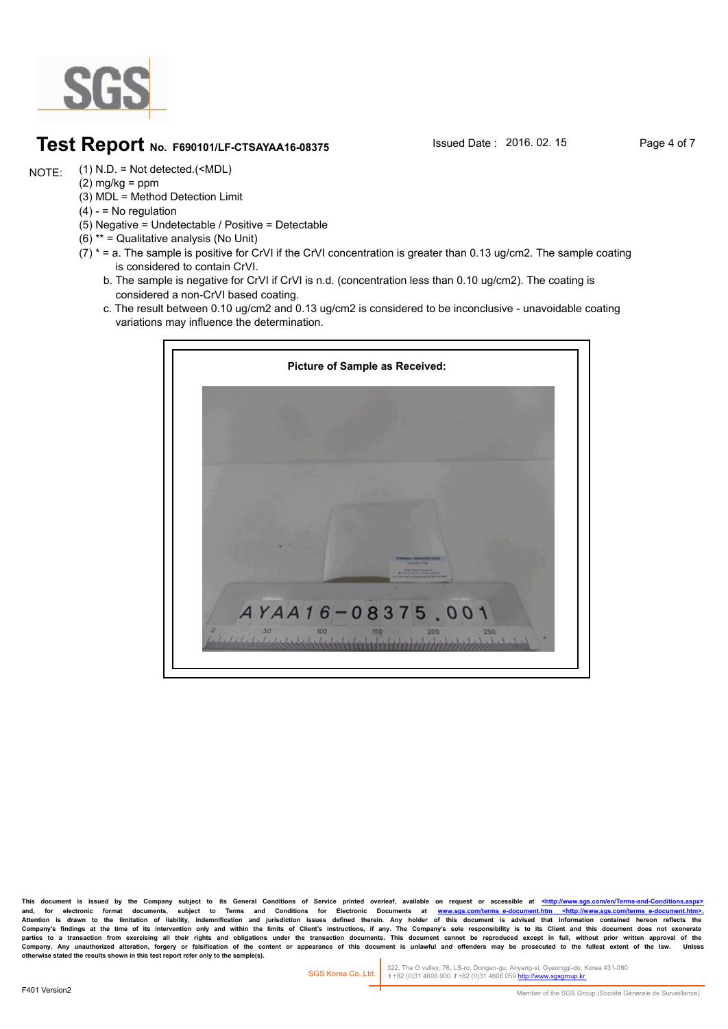# Test Report No. F690101/LF-CTSAYAA16-08375

Issued Date : 2016. 02. 15

NOTE:
(1) N.D. = Not detected.(<MDL)
(2) mg/kg = ppm
(3) MDL = Method Detection Limit
(4) - = No regulation
(5) Negative = Undetectable / Positive = Detectable
(6) ** = Qualitative analysis (No Unit)
(7) * = a. The sample is positive for CrVI if the CrVI concentration is greater than 0.13 ug/cm2. The sample coating is considered to contain CrVI.
   b. The sample is negative for CrVI if CrVI is n.d. (concentration less than 0.10 ug/cm2). The coating is considered a non-CrVI based coating.
   c. The result between 0.10 ug/cm2 and 0.13 ug/cm2 is considered to be inconclusive - unavoidable coating variations may influence the determination.

**Picture of Sample as Received:**

AYAA16-08375.001

This document is issued by the Company subject to its General Conditions of Service printed overleaf, available on request or accessible at <http://www.sgs.com/en/Terms-and-Conditions.aspx> and, for electronic format documents, subject to Terms and Conditions for Electronic Documents at www.sgs.com/terms_e-document.htm <http://www.sgs.com/terms_e-document.htm>. Attention is drawn to the limitation of liability, indemnification and jurisdiction issues defined therein. Any holder of this document is advised that information contained hereon reflects the Company's findings at the time of its intervention only and within the limits of Client's instructions, if any. The Company's sole responsibility is to its Client and this document does not exonerate parties to a transaction from exercising all their rights and obligations under the transaction documents. This document cannot be reproduced except in full, without prior written approval of the Company. Any unauthorized alteration, forgery or falsification of the content or appearance of this document is unlawful and offenders may be prosecuted to the fullest extent of the law. Unless otherwise stated the results shown in this test report refer only to the sample(s).

SGS Korea Co.,Ltd. 322, The O valley, 76, LS-ro, Dongan-gu, Anyang-si, Gyeonggi-do, Korea 431-080
t +82 (0)31 4608 000 f +82 (0)31 4608 059 http://www.sgsgroup.kr

F401 Version2

Member of the SGS Group (Société Générale de Surveillance)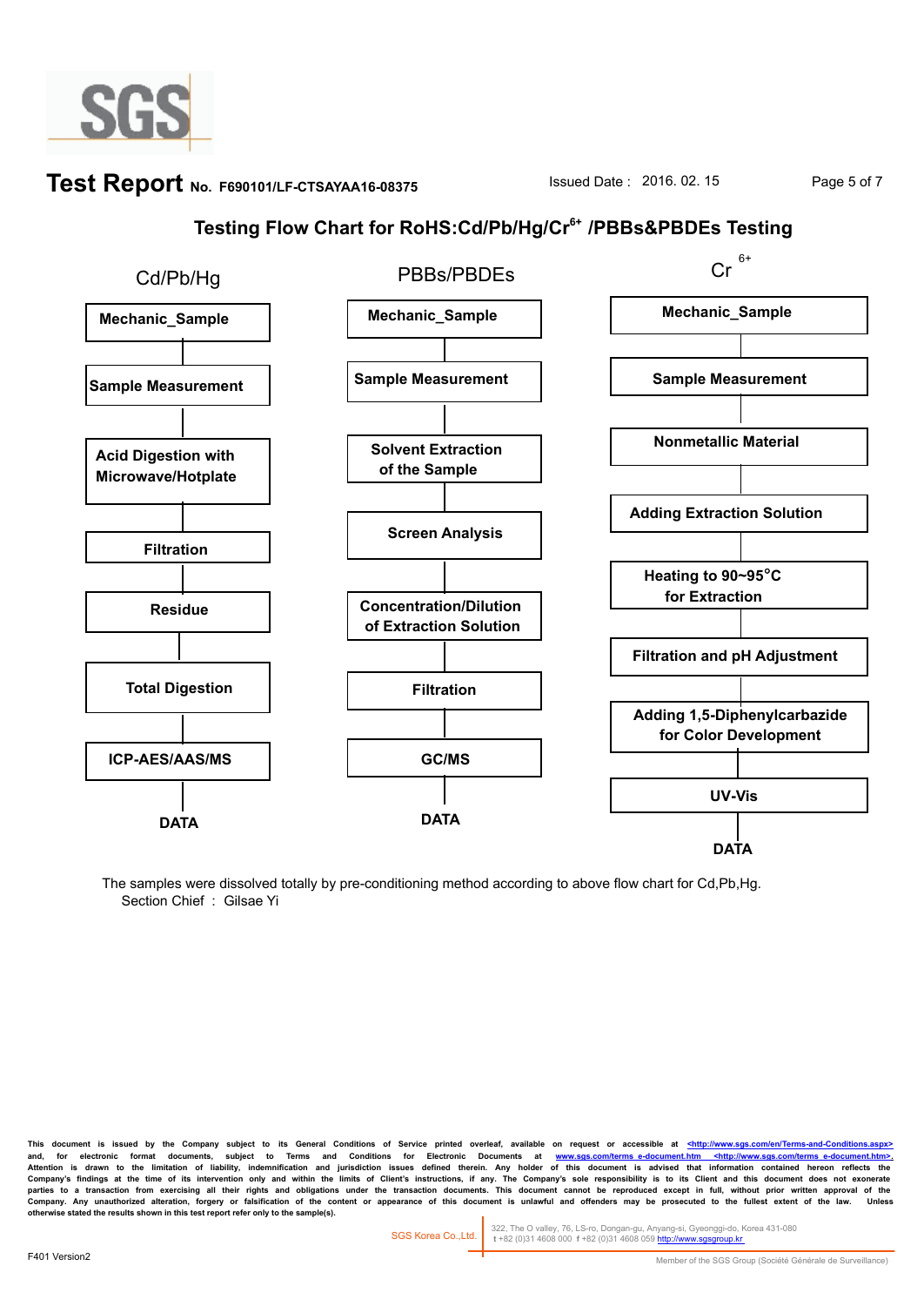# Test Report No. F690101/LF-CTSAYAA16-08375

Issued Date : 2016. 02. 15

## Testing Flow Chart for RoHS:Cd/Pb/Hg/$Cr^{6+}$ /PBBs&PBDEs Testing

### Cd/Pb/Hg

- **Mechanic_Sample**
- **Sample Measurement**
- **Acid Digestion with Microwave/Hotplate**
- **Filtration**
- **Residue**
- **Total Digestion**
- **ICP-AES/AAS/MS**
- **DATA**

### PBBs/PBDEs

- **Mechanic_Sample**
- **Sample Measurement**
- **Solvent Extraction of the Sample**
- **Screen Analysis**
- **Concentration/Dilution of Extraction Solution**
- **Filtration**
- **GC/MS**
- **DATA**

### $Cr^{6+}$

- **Mechanic_Sample**
- **Sample Measurement**
- **Nonmetallic Material**
- **Adding Extraction Solution**
- **Heating to 90~95°C for Extraction**
- **Filtration and pH Adjustment**
- **Adding 1,5-Diphenylcarbazide for Color Development**
- **UV-Vis**
- **DATA**

The samples were dissolved totally by pre-conditioning method according to above flow chart for Cd,Pb,Hg.

Section Chief : Gilsae Yi

This document is issued by the Company subject to its General Conditions of Service printed overleaf, available on request or accessible at <http://www.sgs.com/en/Terms-and-Conditions.aspx> and, for electronic format documents, subject to Terms and Conditions for Electronic Documents at www.sgs.com/terms_e-document.htm <http://www.sgs.com/terms_e-document.htm>. Attention is drawn to the limitation of liability, indemnification and jurisdiction issues defined therein. Any holder of this document is advised that information contained hereon reflects the Company's findings at the time of its intervention only and within the limits of Client's instructions, if any. The Company's sole responsibility is to its Client and this document does not exonerate parties to a transaction from exercising all their rights and obligations under the transaction documents. This document cannot be reproduced except in full, without prior written approval of the Company. Any unauthorized alteration, forgery or falsification of the content or appearance of this document is unlawful and offenders may be prosecuted to the fullest extent of the law. Unless otherwise stated the results shown in this test report refer only to the sample(s).

SGS Korea Co.,Ltd. 322, The O valley, 76, LS-ro, Dongan-gu, Anyang-si, Gyeonggi-do, Korea 431-080 t +82 (0)31 4608 000 f +82 (0)31 4608 059 http://www.sgsgroup.kr

F401 Version2

Member of the SGS Group (Société Générale de Surveillance)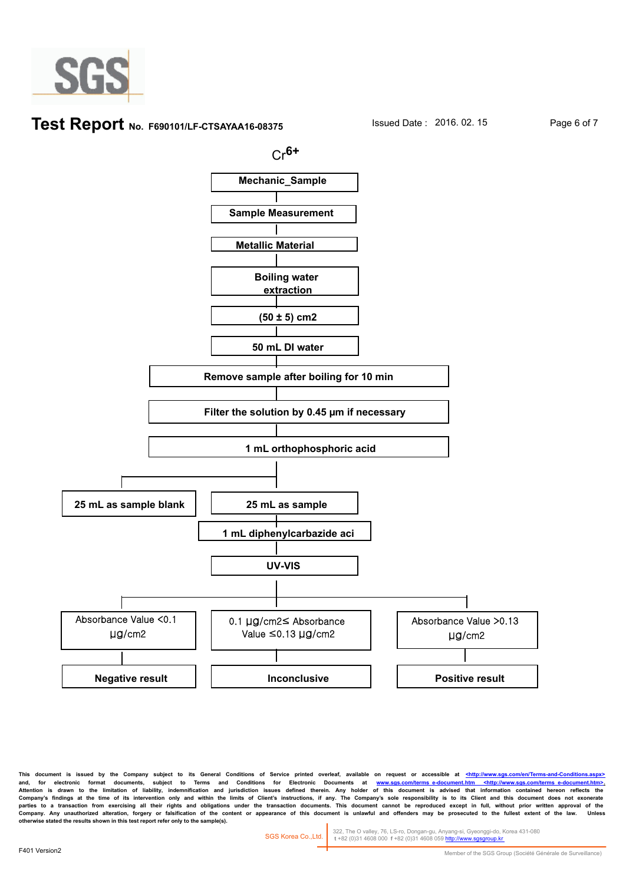**Test Report** No. F690101/LF-CTSAYAA16-08375 Issued Date : 2016. 02. 15

## $Cr^{6+}$

**Mechanic_Sample**

↓

**Sample Measurement**

↓

**Metallic Material**

↓

**Boiling water extraction**

↓

**(50 ± 5) cm2**

↓

**50 mL DI water**

↓

**Remove sample after boiling for 10 min**

↓

**Filter the solution by 0.45 µm if necessary**

↓

**1 mL orthophosphoric acid**

↓

- **25 mL as sample blank**
- **25 mL as sample**
  - ↓ **1 mL diphenylcarbazide aci**
  - ↓ **UV-VIS**
    - Absorbance Value <0.1 µg/cm2 → **Negative result**
    - 0.1 µg/cm2≤ Absorbance Value ≤0.13 µg/cm2 → **Inconclusive**
    - Absorbance Value >0.13 µg/cm2 → **Positive result**

This document is issued by the Company subject to its General Conditions of Service printed overleaf, available on request or accessible at <http://www.sgs.com/en/Terms-and-Conditions.aspx> and, for electronic format documents, subject to Terms and Conditions for Electronic Documents at www.sgs.com/terms_e-document.htm <http://www.sgs.com/terms_e-document.htm>. Attention is drawn to the limitation of liability, indemnification and jurisdiction issues defined therein. Any holder of this document is advised that information contained hereon reflects the Company's findings at the time of its intervention only and within the limits of Client's instructions, if any. The Company's sole responsibility is to its Client and this document does not exonerate parties to a transaction from exercising all their rights and obligations under the transaction documents. This document cannot be reproduced except in full, without prior written approval of the Company. Any unauthorized alteration, forgery or falsification of the content or appearance of this document is unlawful and offenders may be prosecuted to the fullest extent of the law. Unless otherwise stated the results shown in this test report refer only to the sample(s).

SGS Korea Co.,Ltd. | 322, The O valley, 76, LS-ro, Dongan-gu, Anyang-si, Gyeonggi-do, Korea 431-080 t +82 (0)31 4608 000 f +82 (0)31 4608 059 http://www.sgsgroup.kr

F401 Version2

Member of the SGS Group (Société Générale de Surveillance)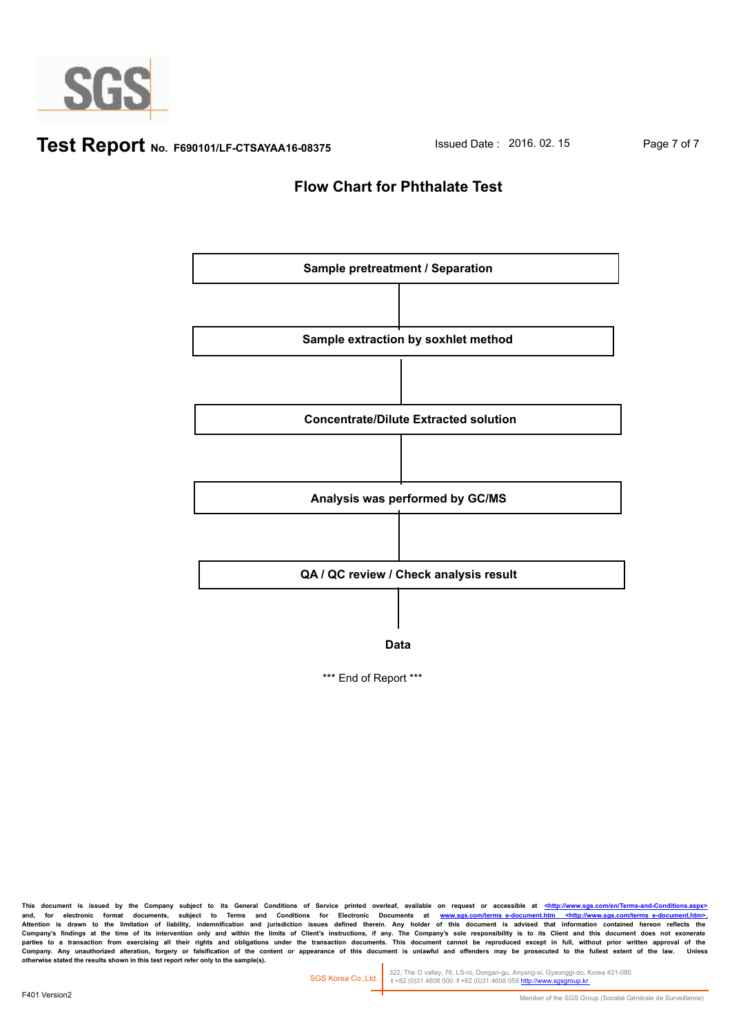## Flow Chart for Phthalate Test

Sample pretreatment / Separation

Sample extraction by soxhlet method

Concentrate/Dilute Extracted solution

Analysis was performed by GC/MS

QA / QC review / Check analysis result

Data

*** End of Report ***